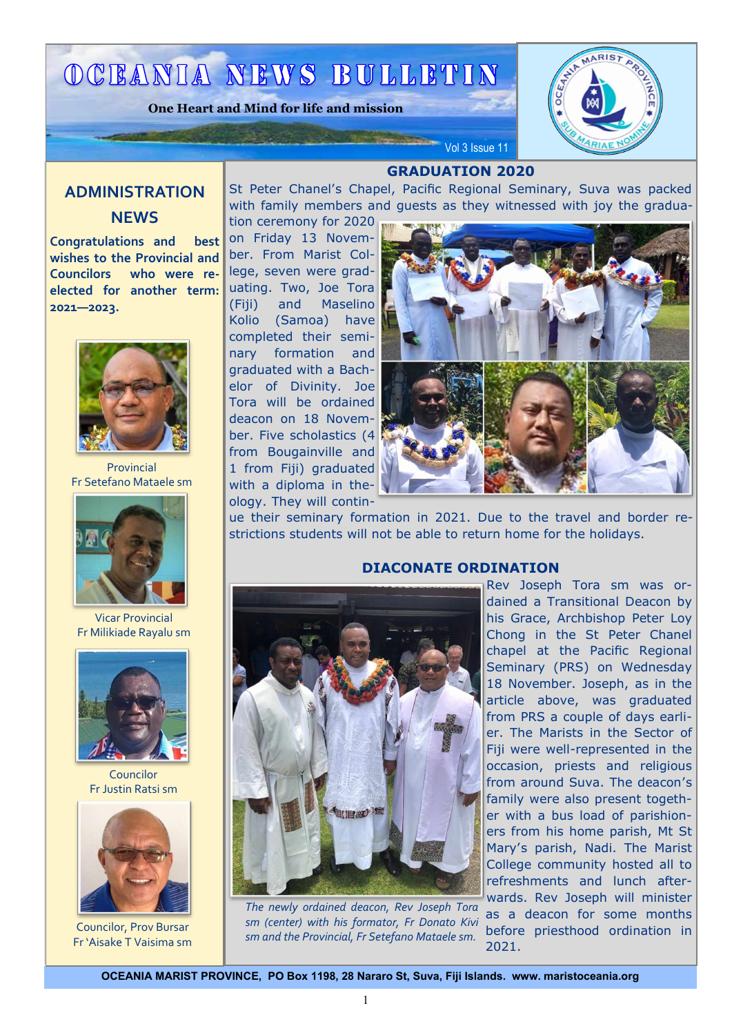# OCEANIA NEWS BULLETIN

**One Heart and Mind for life and mission**

## ADMINISTRATION NEWS

**Congratulations and best wishes to the Provincial and Councilors who were re-elected for another term: 2021—2023.**

Provincial
Fr Setefano Mataele sm

Vicar Provincial
Fr Milikiade Rayalu sm

Councilor
Fr Justin Ratsi sm

Councilor, Prov Bursar
Fr 'Aisake T Vaisima sm

## GRADUATION 2020

St Peter Chanel's Chapel, Pacific Regional Seminary, Suva was packed with family members and guests as they witnessed with joy the graduation ceremony for 2020 on Friday 13 November. From Marist College, seven were graduating. Two, Joe Tora (Fiji) and Maselino Kolio (Samoa) have completed their seminary formation and graduated with a Bachelor of Divinity. Joe Tora will be ordained deacon on 18 November. Five scholastics (4 from Bougainville and 1 from Fiji) graduated with a diploma in theology. They will continue their seminary formation in 2021. Due to the travel and border restrictions students will not be able to return home for the holidays.

## DIACONATE ORDINATION

Rev Joseph Tora sm was ordained a Transitional Deacon by his Grace, Archbishop Peter Loy Chong in the St Peter Chanel chapel at the Pacific Regional Seminary (PRS) on Wednesday 18 November. Joseph, as in the article above, was graduated from PRS a couple of days earlier. The Marists in the Sector of Fiji were well-represented in the occasion, priests and religious from around Suva. The deacon's family were also present together with a bus load of parishioners from his home parish, Mt St Mary's parish, Nadi. The Marist College community hosted all to refreshments and lunch afterwards. Rev Joseph will minister as a deacon for some months before priesthood ordination in 2021.

*The newly ordained deacon, Rev Joseph Tora sm (center) with his formator, Fr Donato Kivi sm and the Provincial, Fr Setefano Mataele sm.*

**OCEANIA MARIST PROVINCE, PO Box 1198, 28 Nararo St, Suva, Fiji Islands. www.maristoceania.org**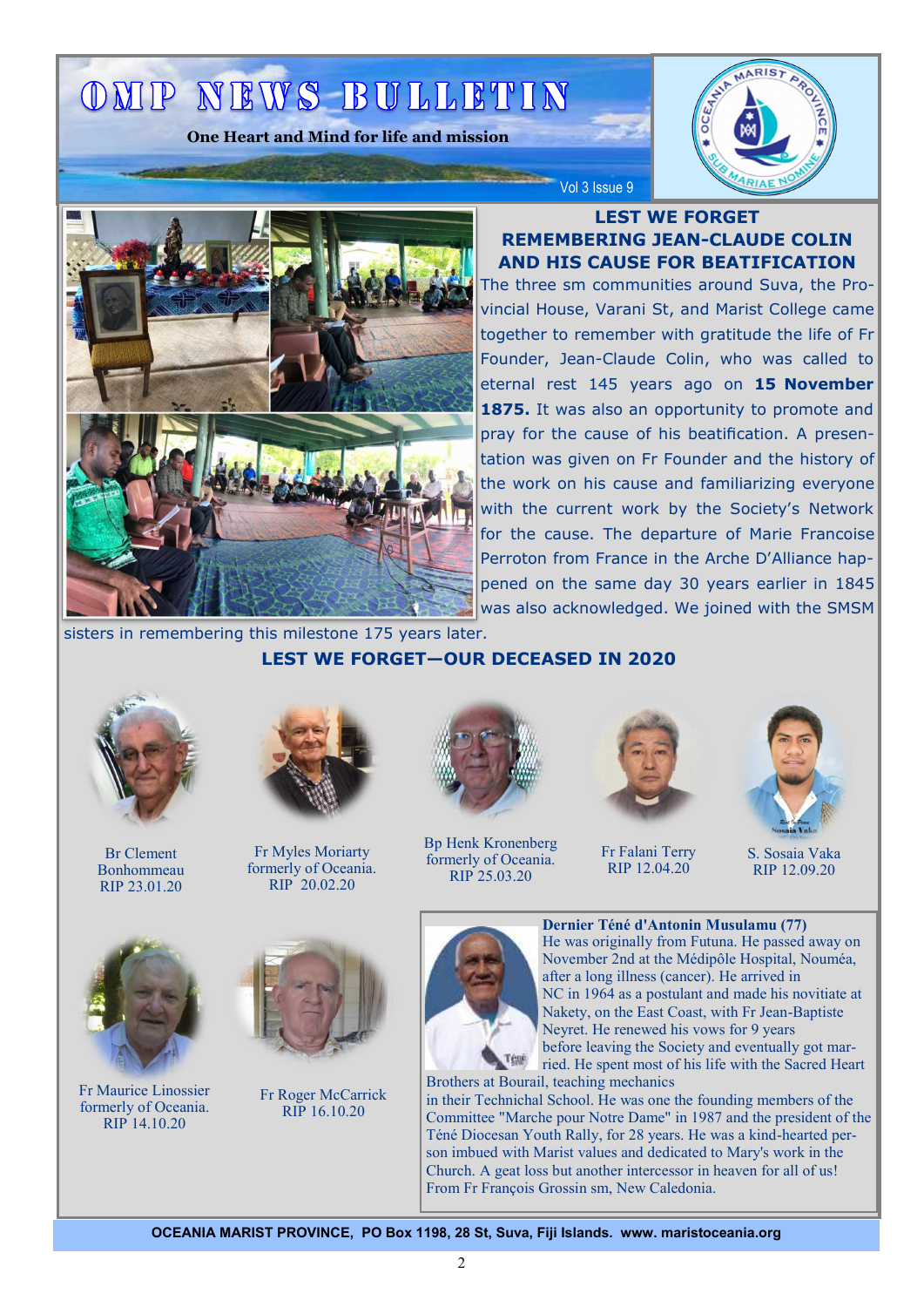# OMP NEWS BULLETIN

One Heart and Mind for life and mission

Vol 3 Issue 9

## LEST WE FORGET
## REMEMBERING JEAN-CLAUDE COLIN AND HIS CAUSE FOR BEATIFICATION

The three sm communities around Suva, the Provincial House, Varani St, and Marist College came together to remember with gratitude the life of Fr Founder, Jean-Claude Colin, who was called to eternal rest 145 years ago on **15 November 1875.** It was also an opportunity to promote and pray for the cause of his beatification. A presentation was given on Fr Founder and the history of the work on his cause and familiarizing everyone with the current work by the Society's Network for the cause. The departure of Marie Francoise Perroton from France in the Arche D'Alliance happened on the same day 30 years earlier in 1845 was also acknowledged. We joined with the SMSM sisters in remembering this milestone 175 years later.

## LEST WE FORGET—OUR DECEASED IN 2020

Br Clement Bonhommeau
RIP 23.01.20

Fr Myles Moriarty
formerly of Oceania.
RIP 20.02.20

Bp Henk Kronenberg
formerly of Oceania.
RIP 25.03.20

Fr Falani Terry
RIP 12.04.20

S. Sosaia Vaka
RIP 12.09.20

Fr Maurice Linossier
formerly of Oceania.
RIP 14.10.20

Fr Roger McCarrick
RIP 16.10.20

**Dernier Téné d'Antonin Musulamu (77)**
He was originally from Futuna. He passed away on November 2nd at the Médipôle Hospital, Nouméa, after a long illness (cancer). He arrived in NC in 1964 as a postulant and made his novitiate at Nakety, on the East Coast, with Fr Jean-Baptiste Neyret. He renewed his vows for 9 years before leaving the Society and eventually got married. He spent most of his life with the Sacred Heart Brothers at Bourail, teaching mechanics in their Technichal School. He was one the founding members of the Committee "Marche pour Notre Dame" in 1987 and the president of the Téné Diocesan Youth Rally, for 28 years. He was a kind-hearted person imbued with Marist values and dedicated to Mary's work in the Church. A geat loss but another intercessor in heaven for all of us!
From Fr François Grossin sm, New Caledonia.

OCEANIA MARIST PROVINCE, PO Box 1198, 28 St, Suva, Fiji Islands. www.maristoceania.org